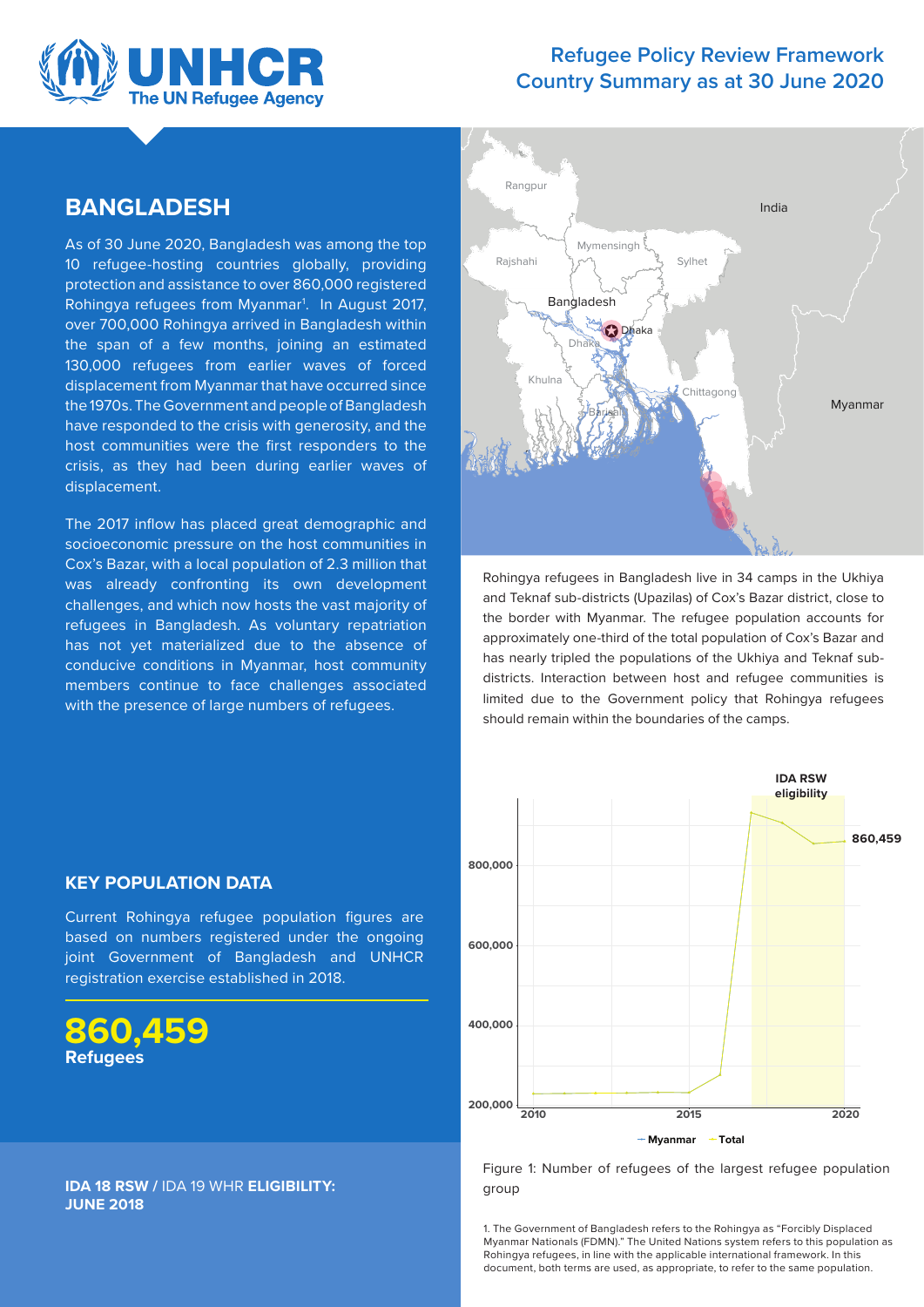Refugee Policy Review Framework
Country Summary as at 30 June 2020

# BANGLADESH

As of 30 June 2020, Bangladesh was among the top 10 refugee-hosting countries globally, providing protection and assistance to over 860,000 registered Rohingya refugees from Myanmar[1]. In August 2017, over 700,000 Rohingya arrived in Bangladesh within the span of a few months, joining an estimated 130,000 refugees from earlier waves of forced displacement from Myanmar that have occurred since the 1970s. The Government and people of Bangladesh have responded to the crisis with generosity, and the host communities were the first responders to the crisis, as they had been during earlier waves of displacement.

The 2017 inflow has placed great demographic and socioeconomic pressure on the host communities in Cox's Bazar, with a local population of 2.3 million that was already confronting its own development challenges, and which now hosts the vast majority of refugees in Bangladesh. As voluntary repatriation has not yet materialized due to the absence of conducive conditions in Myanmar, host community members continue to face challenges associated with the presence of large numbers of refugees.

Rohingya refugees in Bangladesh live in 34 camps in the Ukhiya and Teknaf sub-districts (Upazilas) of Cox's Bazar district, close to the border with Myanmar. The refugee population accounts for approximately one-third of the total population of Cox's Bazar and has nearly tripled the populations of the Ukhiya and Teknaf sub-districts. Interaction between host and refugee communities is limited due to the Government policy that Rohingya refugees should remain within the boundaries of the camps.

## KEY POPULATION DATA

Current Rohingya refugee population figures are based on numbers registered under the ongoing joint Government of Bangladesh and UNHCR registration exercise established in 2018.

**860,459**
**Refugees**

**IDA 18 RSW** / IDA 19 WHR **ELIGIBILITY: JUNE 2018**

Figure 1: Number of refugees of the largest refugee population group

1. The Government of Bangladesh refers to the Rohingya as "Forcibly Displaced Myanmar Nationals (FDMN)." The United Nations system refers to this population as Rohingya refugees, in line with the applicable international framework. In this document, both terms are used, as appropriate, to refer to the same population.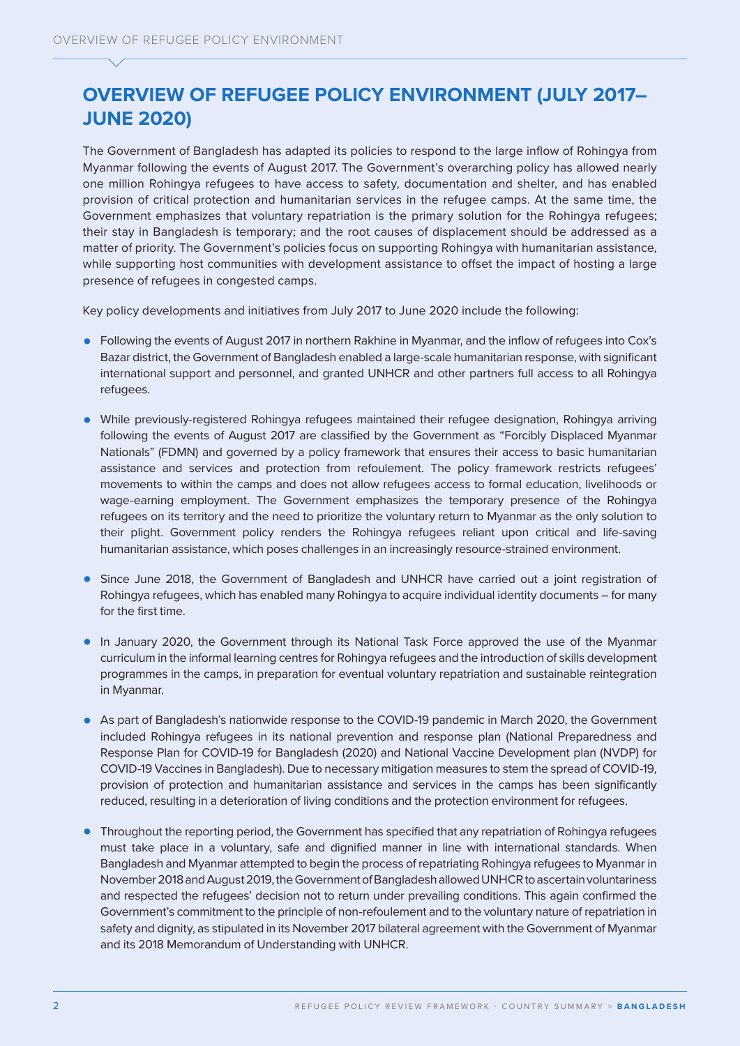# OVERVIEW OF REFUGEE POLICY ENVIRONMENT (JULY 2017–JUNE 2020)

The Government of Bangladesh has adapted its policies to respond to the large inflow of Rohingya from Myanmar following the events of August 2017. The Government's overarching policy has allowed nearly one million Rohingya refugees to have access to safety, documentation and shelter, and has enabled provision of critical protection and humanitarian services in the refugee camps. At the same time, the Government emphasizes that voluntary repatriation is the primary solution for the Rohingya refugees; their stay in Bangladesh is temporary; and the root causes of displacement should be addressed as a matter of priority. The Government's policies focus on supporting Rohingya with humanitarian assistance, while supporting host communities with development assistance to offset the impact of hosting a large presence of refugees in congested camps.

Key policy developments and initiatives from July 2017 to June 2020 include the following:

- Following the events of August 2017 in northern Rakhine in Myanmar, and the inflow of refugees into Cox's Bazar district, the Government of Bangladesh enabled a large-scale humanitarian response, with significant international support and personnel, and granted UNHCR and other partners full access to all Rohingya refugees.
- While previously-registered Rohingya refugees maintained their refugee designation, Rohingya arriving following the events of August 2017 are classified by the Government as "Forcibly Displaced Myanmar Nationals" (FDMN) and governed by a policy framework that ensures their access to basic humanitarian assistance and services and protection from refoulement. The policy framework restricts refugees' movements to within the camps and does not allow refugees access to formal education, livelihoods or wage-earning employment. The Government emphasizes the temporary presence of the Rohingya refugees on its territory and the need to prioritize the voluntary return to Myanmar as the only solution to their plight. Government policy renders the Rohingya refugees reliant upon critical and life-saving humanitarian assistance, which poses challenges in an increasingly resource-strained environment.
- Since June 2018, the Government of Bangladesh and UNHCR have carried out a joint registration of Rohingya refugees, which has enabled many Rohingya to acquire individual identity documents – for many for the first time.
- In January 2020, the Government through its National Task Force approved the use of the Myanmar curriculum in the informal learning centres for Rohingya refugees and the introduction of skills development programmes in the camps, in preparation for eventual voluntary repatriation and sustainable reintegration in Myanmar.
- As part of Bangladesh's nationwide response to the COVID-19 pandemic in March 2020, the Government included Rohingya refugees in its national prevention and response plan (National Preparedness and Response Plan for COVID-19 for Bangladesh (2020) and National Vaccine Development plan (NVDP) for COVID-19 Vaccines in Bangladesh). Due to necessary mitigation measures to stem the spread of COVID-19, provision of protection and humanitarian assistance and services in the camps has been significantly reduced, resulting in a deterioration of living conditions and the protection environment for refugees.
- Throughout the reporting period, the Government has specified that any repatriation of Rohingya refugees must take place in a voluntary, safe and dignified manner in line with international standards. When Bangladesh and Myanmar attempted to begin the process of repatriating Rohingya refugees to Myanmar in November 2018 and August 2019, the Government of Bangladesh allowed UNHCR to ascertain voluntariness and respected the refugees' decision not to return under prevailing conditions. This again confirmed the Government's commitment to the principle of non-refoulement and to the voluntary nature of repatriation in safety and dignity, as stipulated in its November 2017 bilateral agreement with the Government of Myanmar and its 2018 Memorandum of Understanding with UNHCR.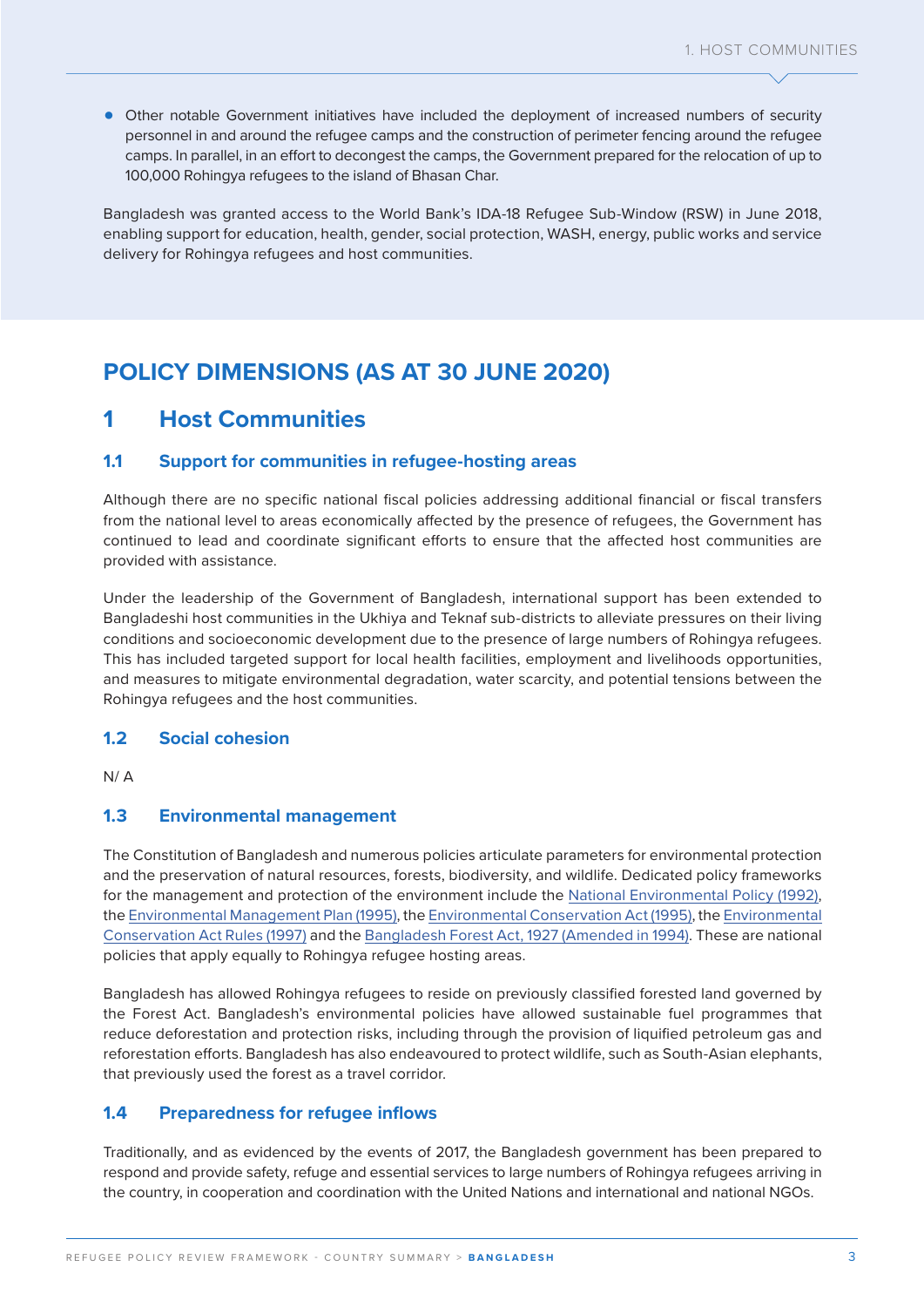- Other notable Government initiatives have included the deployment of increased numbers of security personnel in and around the refugee camps and the construction of perimeter fencing around the refugee camps. In parallel, in an effort to decongest the camps, the Government prepared for the relocation of up to 100,000 Rohingya refugees to the island of Bhasan Char.

Bangladesh was granted access to the World Bank's IDA-18 Refugee Sub-Window (RSW) in June 2018, enabling support for education, health, gender, social protection, WASH, energy, public works and service delivery for Rohingya refugees and host communities.

# POLICY DIMENSIONS (AS AT 30 JUNE 2020)

## 1 Host Communities

### 1.1 Support for communities in refugee-hosting areas

Although there are no specific national fiscal policies addressing additional financial or fiscal transfers from the national level to areas economically affected by the presence of refugees, the Government has continued to lead and coordinate significant efforts to ensure that the affected host communities are provided with assistance.

Under the leadership of the Government of Bangladesh, international support has been extended to Bangladeshi host communities in the Ukhiya and Teknaf sub-districts to alleviate pressures on their living conditions and socioeconomic development due to the presence of large numbers of Rohingya refugees. This has included targeted support for local health facilities, employment and livelihoods opportunities, and measures to mitigate environmental degradation, water scarcity, and potential tensions between the Rohingya refugees and the host communities.

### 1.2 Social cohesion

N/ A

### 1.3 Environmental management

The Constitution of Bangladesh and numerous policies articulate parameters for environmental protection and the preservation of natural resources, forests, biodiversity, and wildlife. Dedicated policy frameworks for the management and protection of the environment include the National Environmental Policy (1992), the Environmental Management Plan (1995), the Environmental Conservation Act (1995), the Environmental Conservation Act Rules (1997) and the Bangladesh Forest Act, 1927 (Amended in 1994). These are national policies that apply equally to Rohingya refugee hosting areas.

Bangladesh has allowed Rohingya refugees to reside on previously classified forested land governed by the Forest Act. Bangladesh's environmental policies have allowed sustainable fuel programmes that reduce deforestation and protection risks, including through the provision of liquified petroleum gas and reforestation efforts. Bangladesh has also endeavoured to protect wildlife, such as South-Asian elephants, that previously used the forest as a travel corridor.

### 1.4 Preparedness for refugee inflows

Traditionally, and as evidenced by the events of 2017, the Bangladesh government has been prepared to respond and provide safety, refuge and essential services to large numbers of Rohingya refugees arriving in the country, in cooperation and coordination with the United Nations and international and national NGOs.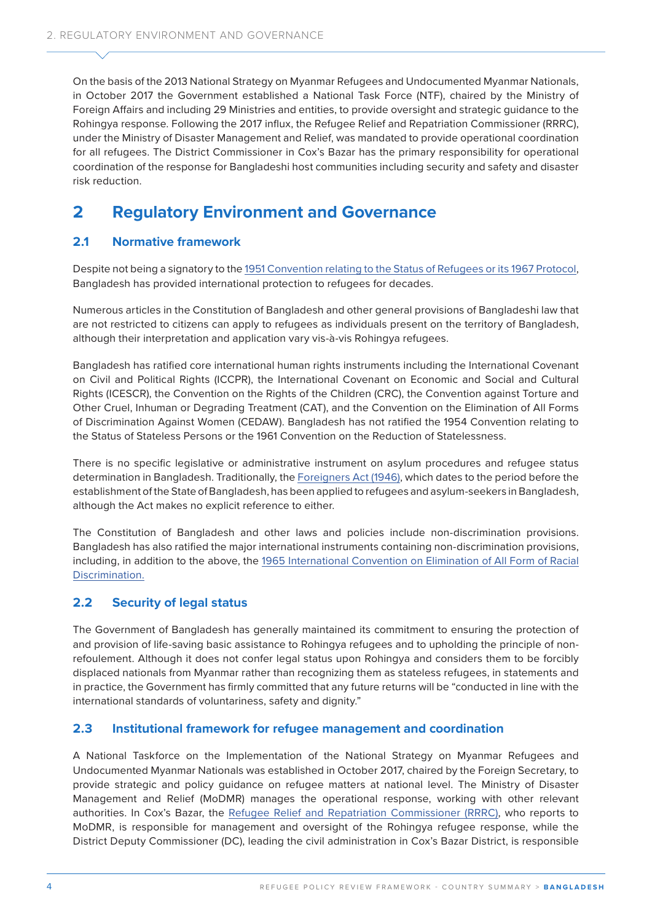On the basis of the 2013 National Strategy on Myanmar Refugees and Undocumented Myanmar Nationals, in October 2017 the Government established a National Task Force (NTF), chaired by the Ministry of Foreign Affairs and including 29 Ministries and entities, to provide oversight and strategic guidance to the Rohingya response. Following the 2017 influx, the Refugee Relief and Repatriation Commissioner (RRRC), under the Ministry of Disaster Management and Relief, was mandated to provide operational coordination for all refugees. The District Commissioner in Cox's Bazar has the primary responsibility for operational coordination of the response for Bangladeshi host communities including security and safety and disaster risk reduction.

# 2 Regulatory Environment and Governance

## 2.1 Normative framework

Despite not being a signatory to the 1951 Convention relating to the Status of Refugees or its 1967 Protocol, Bangladesh has provided international protection to refugees for decades.

Numerous articles in the Constitution of Bangladesh and other general provisions of Bangladeshi law that are not restricted to citizens can apply to refugees as individuals present on the territory of Bangladesh, although their interpretation and application vary vis-à-vis Rohingya refugees.

Bangladesh has ratified core international human rights instruments including the International Covenant on Civil and Political Rights (ICCPR), the International Covenant on Economic and Social and Cultural Rights (ICESCR), the Convention on the Rights of the Children (CRC), the Convention against Torture and Other Cruel, Inhuman or Degrading Treatment (CAT), and the Convention on the Elimination of All Forms of Discrimination Against Women (CEDAW). Bangladesh has not ratified the 1954 Convention relating to the Status of Stateless Persons or the 1961 Convention on the Reduction of Statelessness.

There is no specific legislative or administrative instrument on asylum procedures and refugee status determination in Bangladesh. Traditionally, the Foreigners Act (1946), which dates to the period before the establishment of the State of Bangladesh, has been applied to refugees and asylum-seekers in Bangladesh, although the Act makes no explicit reference to either.

The Constitution of Bangladesh and other laws and policies include non-discrimination provisions. Bangladesh has also ratified the major international instruments containing non-discrimination provisions, including, in addition to the above, the 1965 International Convention on Elimination of All Form of Racial Discrimination.

## 2.2 Security of legal status

The Government of Bangladesh has generally maintained its commitment to ensuring the protection of and provision of life-saving basic assistance to Rohingya refugees and to upholding the principle of non-refoulement. Although it does not confer legal status upon Rohingya and considers them to be forcibly displaced nationals from Myanmar rather than recognizing them as stateless refugees, in statements and in practice, the Government has firmly committed that any future returns will be "conducted in line with the international standards of voluntariness, safety and dignity."

## 2.3 Institutional framework for refugee management and coordination

A National Taskforce on the Implementation of the National Strategy on Myanmar Refugees and Undocumented Myanmar Nationals was established in October 2017, chaired by the Foreign Secretary, to provide strategic and policy guidance on refugee matters at national level. The Ministry of Disaster Management and Relief (MoDMR) manages the operational response, working with other relevant authorities. In Cox's Bazar, the Refugee Relief and Repatriation Commissioner (RRRC), who reports to MoDMR, is responsible for management and oversight of the Rohingya refugee response, while the District Deputy Commissioner (DC), leading the civil administration in Cox's Bazar District, is responsible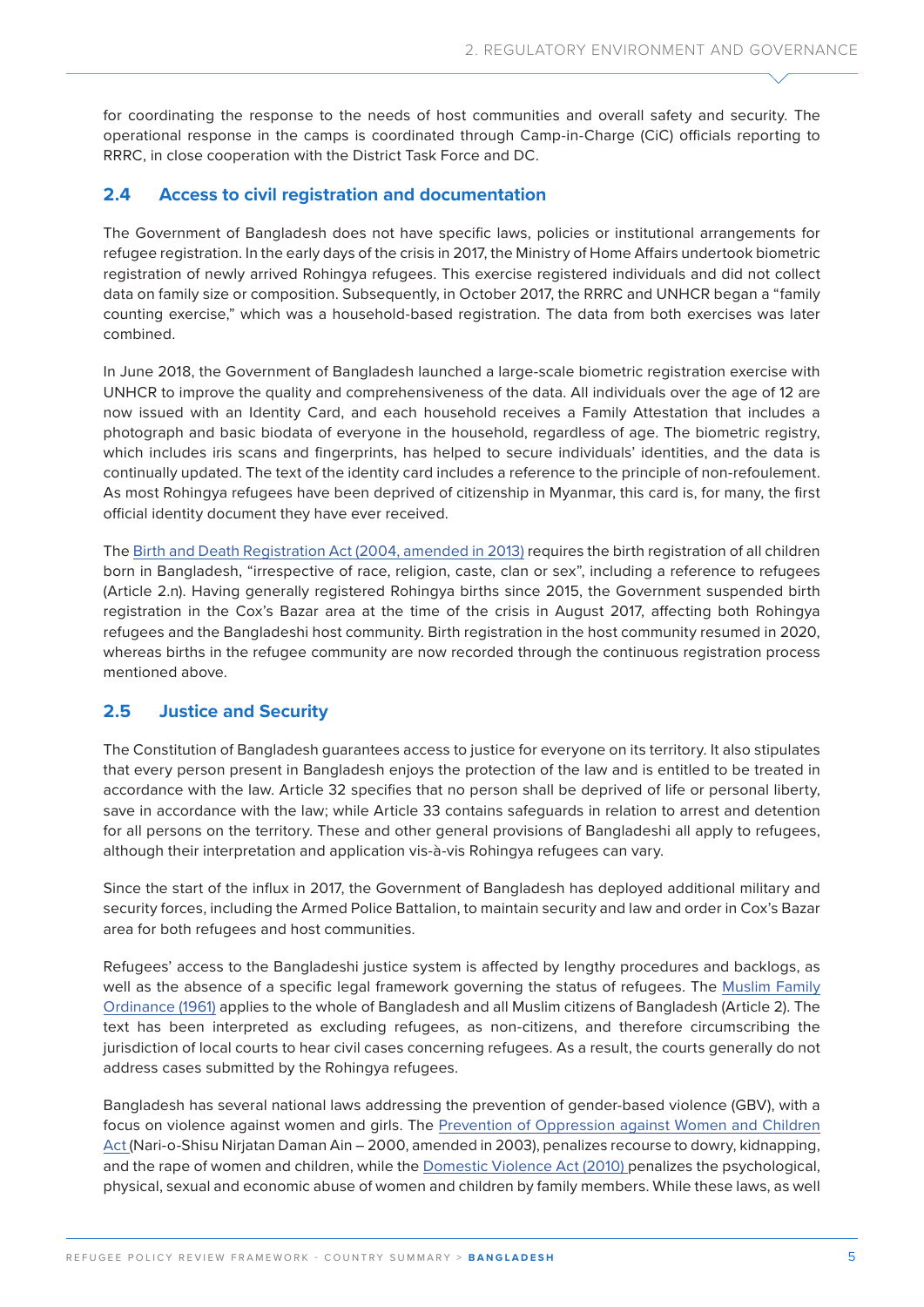for coordinating the response to the needs of host communities and overall safety and security. The operational response in the camps is coordinated through Camp-in-Charge (CiC) officials reporting to RRRC, in close cooperation with the District Task Force and DC.

## 2.4 Access to civil registration and documentation

The Government of Bangladesh does not have specific laws, policies or institutional arrangements for refugee registration. In the early days of the crisis in 2017, the Ministry of Home Affairs undertook biometric registration of newly arrived Rohingya refugees. This exercise registered individuals and did not collect data on family size or composition. Subsequently, in October 2017, the RRRC and UNHCR began a "family counting exercise," which was a household-based registration. The data from both exercises was later combined.

In June 2018, the Government of Bangladesh launched a large-scale biometric registration exercise with UNHCR to improve the quality and comprehensiveness of the data. All individuals over the age of 12 are now issued with an Identity Card, and each household receives a Family Attestation that includes a photograph and basic biodata of everyone in the household, regardless of age. The biometric registry, which includes iris scans and fingerprints, has helped to secure individuals' identities, and the data is continually updated. The text of the identity card includes a reference to the principle of non-refoulement. As most Rohingya refugees have been deprived of citizenship in Myanmar, this card is, for many, the first official identity document they have ever received.

The Birth and Death Registration Act (2004, amended in 2013) requires the birth registration of all children born in Bangladesh, "irrespective of race, religion, caste, clan or sex", including a reference to refugees (Article 2.n). Having generally registered Rohingya births since 2015, the Government suspended birth registration in the Cox's Bazar area at the time of the crisis in August 2017, affecting both Rohingya refugees and the Bangladeshi host community. Birth registration in the host community resumed in 2020, whereas births in the refugee community are now recorded through the continuous registration process mentioned above.

## 2.5 Justice and Security

The Constitution of Bangladesh guarantees access to justice for everyone on its territory. It also stipulates that every person present in Bangladesh enjoys the protection of the law and is entitled to be treated in accordance with the law. Article 32 specifies that no person shall be deprived of life or personal liberty, save in accordance with the law; while Article 33 contains safeguards in relation to arrest and detention for all persons on the territory. These and other general provisions of Bangladeshi all apply to refugees, although their interpretation and application vis-à-vis Rohingya refugees can vary.

Since the start of the influx in 2017, the Government of Bangladesh has deployed additional military and security forces, including the Armed Police Battalion, to maintain security and law and order in Cox's Bazar area for both refugees and host communities.

Refugees' access to the Bangladeshi justice system is affected by lengthy procedures and backlogs, as well as the absence of a specific legal framework governing the status of refugees. The Muslim Family Ordinance (1961) applies to the whole of Bangladesh and all Muslim citizens of Bangladesh (Article 2). The text has been interpreted as excluding refugees, as non-citizens, and therefore circumscribing the jurisdiction of local courts to hear civil cases concerning refugees. As a result, the courts generally do not address cases submitted by the Rohingya refugees.

Bangladesh has several national laws addressing the prevention of gender-based violence (GBV), with a focus on violence against women and girls. The Prevention of Oppression against Women and Children Act (Nari-o-Shisu Nirjatan Daman Ain – 2000, amended in 2003), penalizes recourse to dowry, kidnapping, and the rape of women and children, while the Domestic Violence Act (2010) penalizes the psychological, physical, sexual and economic abuse of women and children by family members. While these laws, as well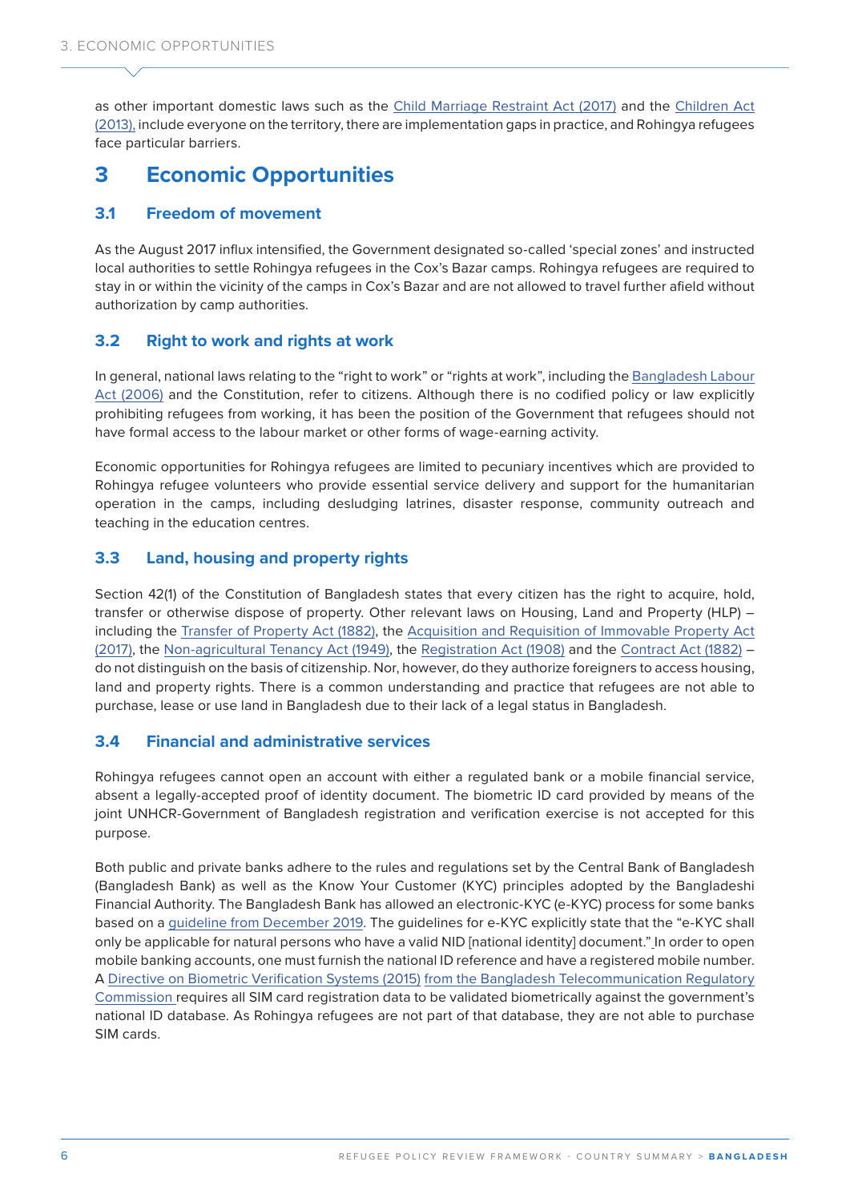as other important domestic laws such as the Child Marriage Restraint Act (2017) and the Children Act (2013), include everyone on the territory, there are implementation gaps in practice, and Rohingya refugees face particular barriers.

# 3 Economic Opportunities

## 3.1 Freedom of movement

As the August 2017 influx intensified, the Government designated so-called 'special zones' and instructed local authorities to settle Rohingya refugees in the Cox's Bazar camps. Rohingya refugees are required to stay in or within the vicinity of the camps in Cox's Bazar and are not allowed to travel further afield without authorization by camp authorities.

## 3.2 Right to work and rights at work

In general, national laws relating to the "right to work" or "rights at work", including the Bangladesh Labour Act (2006) and the Constitution, refer to citizens. Although there is no codified policy or law explicitly prohibiting refugees from working, it has been the position of the Government that refugees should not have formal access to the labour market or other forms of wage-earning activity.

Economic opportunities for Rohingya refugees are limited to pecuniary incentives which are provided to Rohingya refugee volunteers who provide essential service delivery and support for the humanitarian operation in the camps, including desludging latrines, disaster response, community outreach and teaching in the education centres.

## 3.3 Land, housing and property rights

Section 42(1) of the Constitution of Bangladesh states that every citizen has the right to acquire, hold, transfer or otherwise dispose of property. Other relevant laws on Housing, Land and Property (HLP) – including the Transfer of Property Act (1882), the Acquisition and Requisition of Immovable Property Act (2017), the Non-agricultural Tenancy Act (1949), the Registration Act (1908) and the Contract Act (1882) – do not distinguish on the basis of citizenship. Nor, however, do they authorize foreigners to access housing, land and property rights. There is a common understanding and practice that refugees are not able to purchase, lease or use land in Bangladesh due to their lack of a legal status in Bangladesh.

## 3.4 Financial and administrative services

Rohingya refugees cannot open an account with either a regulated bank or a mobile financial service, absent a legally-accepted proof of identity document. The biometric ID card provided by means of the joint UNHCR-Government of Bangladesh registration and verification exercise is not accepted for this purpose.

Both public and private banks adhere to the rules and regulations set by the Central Bank of Bangladesh (Bangladesh Bank) as well as the Know Your Customer (KYC) principles adopted by the Bangladeshi Financial Authority. The Bangladesh Bank has allowed an electronic-KYC (e-KYC) process for some banks based on a guideline from December 2019. The guidelines for e-KYC explicitly state that the "e-KYC shall only be applicable for natural persons who have a valid NID [national identity] document." In order to open mobile banking accounts, one must furnish the national ID reference and have a registered mobile number. A Directive on Biometric Verification Systems (2015) from the Bangladesh Telecommunication Regulatory Commission requires all SIM card registration data to be validated biometrically against the government's national ID database. As Rohingya refugees are not part of that database, they are not able to purchase SIM cards.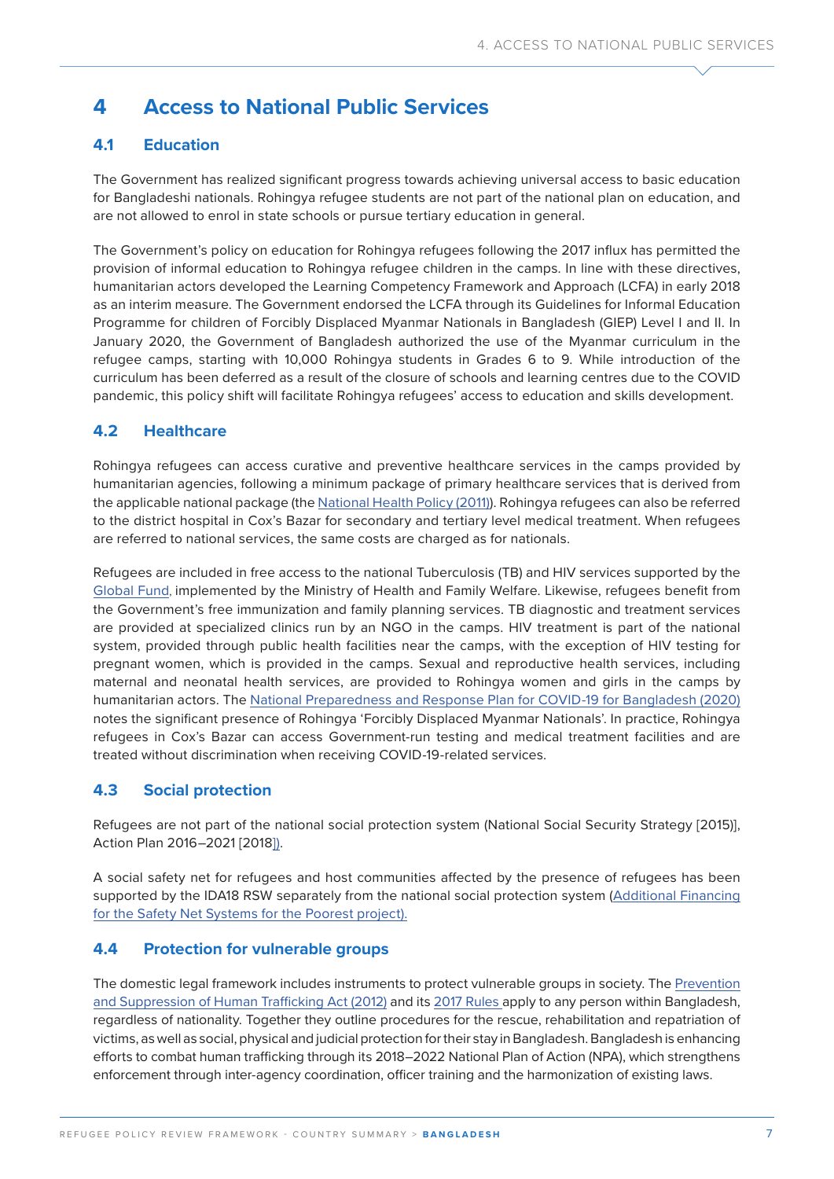# 4 Access to National Public Services

## 4.1 Education

The Government has realized significant progress towards achieving universal access to basic education for Bangladeshi nationals. Rohingya refugee students are not part of the national plan on education, and are not allowed to enrol in state schools or pursue tertiary education in general.

The Government's policy on education for Rohingya refugees following the 2017 influx has permitted the provision of informal education to Rohingya refugee children in the camps. In line with these directives, humanitarian actors developed the Learning Competency Framework and Approach (LCFA) in early 2018 as an interim measure. The Government endorsed the LCFA through its Guidelines for Informal Education Programme for children of Forcibly Displaced Myanmar Nationals in Bangladesh (GIEP) Level I and II. In January 2020, the Government of Bangladesh authorized the use of the Myanmar curriculum in the refugee camps, starting with 10,000 Rohingya students in Grades 6 to 9. While introduction of the curriculum has been deferred as a result of the closure of schools and learning centres due to the COVID pandemic, this policy shift will facilitate Rohingya refugees' access to education and skills development.

## 4.2 Healthcare

Rohingya refugees can access curative and preventive healthcare services in the camps provided by humanitarian agencies, following a minimum package of primary healthcare services that is derived from the applicable national package (the National Health Policy (2011)). Rohingya refugees can also be referred to the district hospital in Cox's Bazar for secondary and tertiary level medical treatment. When refugees are referred to national services, the same costs are charged as for nationals.

Refugees are included in free access to the national Tuberculosis (TB) and HIV services supported by the Global Fund, implemented by the Ministry of Health and Family Welfare. Likewise, refugees benefit from the Government's free immunization and family planning services. TB diagnostic and treatment services are provided at specialized clinics run by an NGO in the camps. HIV treatment is part of the national system, provided through public health facilities near the camps, with the exception of HIV testing for pregnant women, which is provided in the camps. Sexual and reproductive health services, including maternal and neonatal health services, are provided to Rohingya women and girls in the camps by humanitarian actors. The National Preparedness and Response Plan for COVID-19 for Bangladesh (2020) notes the significant presence of Rohingya 'Forcibly Displaced Myanmar Nationals'. In practice, Rohingya refugees in Cox's Bazar can access Government-run testing and medical treatment facilities and are treated without discrimination when receiving COVID-19-related services.

## 4.3 Social protection

Refugees are not part of the national social protection system (National Social Security Strategy [2015)], Action Plan 2016–2021 [2018]).

A social safety net for refugees and host communities affected by the presence of refugees has been supported by the IDA18 RSW separately from the national social protection system (Additional Financing for the Safety Net Systems for the Poorest project).

## 4.4 Protection for vulnerable groups

The domestic legal framework includes instruments to protect vulnerable groups in society. The Prevention and Suppression of Human Trafficking Act (2012) and its 2017 Rules apply to any person within Bangladesh, regardless of nationality. Together they outline procedures for the rescue, rehabilitation and repatriation of victims, as well as social, physical and judicial protection for their stay in Bangladesh. Bangladesh is enhancing efforts to combat human trafficking through its 2018–2022 National Plan of Action (NPA), which strengthens enforcement through inter-agency coordination, officer training and the harmonization of existing laws.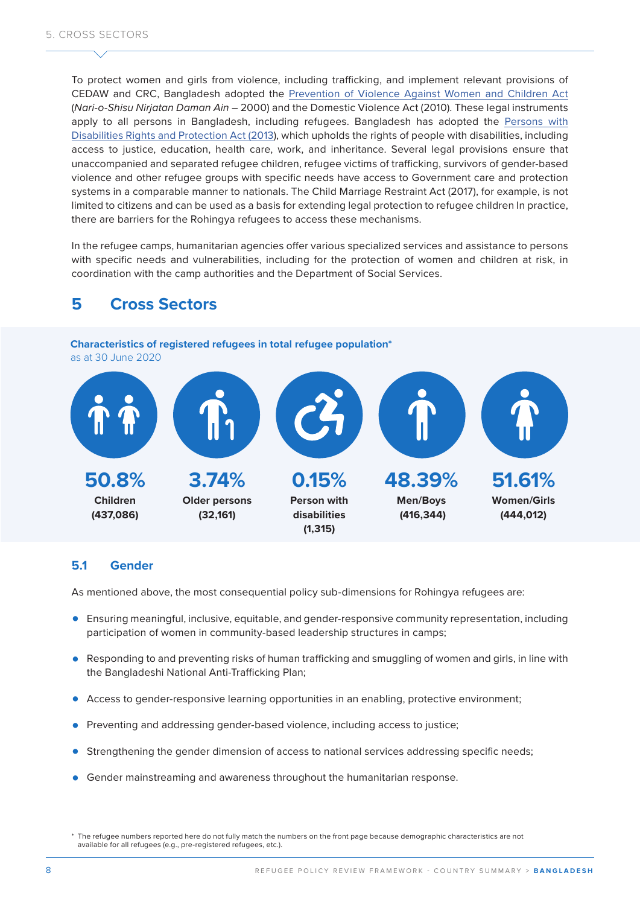To protect women and girls from violence, including trafficking, and implement relevant provisions of CEDAW and CRC, Bangladesh adopted the Prevention of Violence Against Women and Children Act (*Nari-o-Shisu Nirjatan Daman Ain* – 2000) and the Domestic Violence Act (2010). These legal instruments apply to all persons in Bangladesh, including refugees. Bangladesh has adopted the Persons with Disabilities Rights and Protection Act (2013), which upholds the rights of people with disabilities, including access to justice, education, health care, work, and inheritance. Several legal provisions ensure that unaccompanied and separated refugee children, refugee victims of trafficking, survivors of gender-based violence and other refugee groups with specific needs have access to Government care and protection systems in a comparable manner to nationals. The Child Marriage Restraint Act (2017), for example, is not limited to citizens and can be used as a basis for extending legal protection to refugee children In practice, there are barriers for the Rohingya refugees to access these mechanisms.

In the refugee camps, humanitarian agencies offer various specialized services and assistance to persons with specific needs and vulnerabilities, including for the protection of women and children at risk, in coordination with the camp authorities and the Department of Social Services.

# 5 Cross Sectors

**Characteristics of registered refugees in total refugee population***
as at 30 June 2020

| 50.8% | 3.74% | 0.15% | 48.39% | 51.61% |
|---|---|---|---|---|
| **Children (437,086)** | **Older persons (32,161)** | **Person with disabilities (1,315)** | **Men/Boys (416,344)** | **Women/Girls (444,012)** |

## 5.1 Gender

As mentioned above, the most consequential policy sub-dimensions for Rohingya refugees are:

- Ensuring meaningful, inclusive, equitable, and gender-responsive community representation, including participation of women in community-based leadership structures in camps;
- Responding to and preventing risks of human trafficking and smuggling of women and girls, in line with the Bangladeshi National Anti-Trafficking Plan;
- Access to gender-responsive learning opportunities in an enabling, protective environment;
- Preventing and addressing gender-based violence, including access to justice;
- Strengthening the gender dimension of access to national services addressing specific needs;
- Gender mainstreaming and awareness throughout the humanitarian response.

* The refugee numbers reported here do not fully match the numbers on the front page because demographic characteristics are not available for all refugees (e.g., pre-registered refugees, etc.).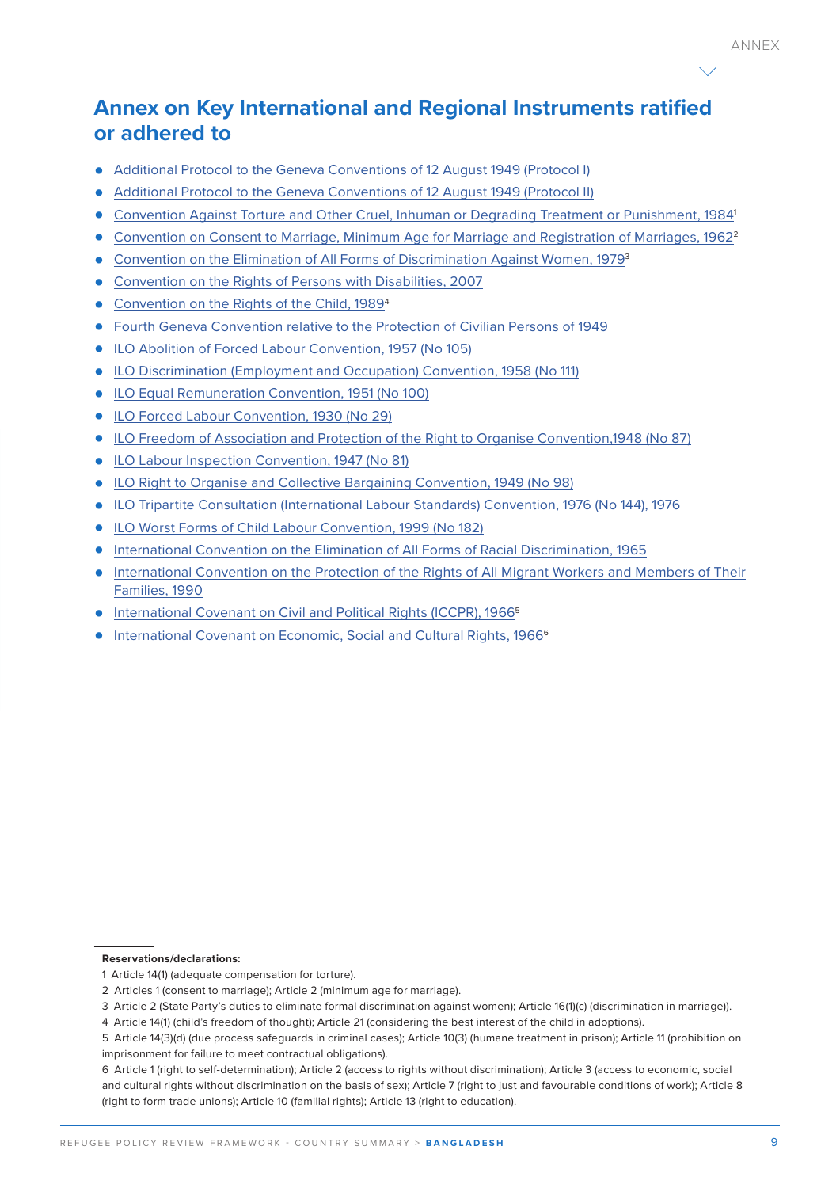## Annex on Key International and Regional Instruments ratified or adhered to

- Additional Protocol to the Geneva Conventions of 12 August 1949 (Protocol I)
- Additional Protocol to the Geneva Conventions of 12 August 1949 (Protocol II)
- Convention Against Torture and Other Cruel, Inhuman or Degrading Treatment or Punishment, 1984[1]
- Convention on Consent to Marriage, Minimum Age for Marriage and Registration of Marriages, 1962[2]
- Convention on the Elimination of All Forms of Discrimination Against Women, 1979[3]
- Convention on the Rights of Persons with Disabilities, 2007
- Convention on the Rights of the Child, 1989[4]
- Fourth Geneva Convention relative to the Protection of Civilian Persons of 1949
- ILO Abolition of Forced Labour Convention, 1957 (No 105)
- ILO Discrimination (Employment and Occupation) Convention, 1958 (No 111)
- ILO Equal Remuneration Convention, 1951 (No 100)
- ILO Forced Labour Convention, 1930 (No 29)
- ILO Freedom of Association and Protection of the Right to Organise Convention,1948 (No 87)
- ILO Labour Inspection Convention, 1947 (No 81)
- ILO Right to Organise and Collective Bargaining Convention, 1949 (No 98)
- ILO Tripartite Consultation (International Labour Standards) Convention, 1976 (No 144), 1976
- ILO Worst Forms of Child Labour Convention, 1999 (No 182)
- International Convention on the Elimination of All Forms of Racial Discrimination, 1965
- International Convention on the Protection of the Rights of All Migrant Workers and Members of Their Families, 1990
- International Covenant on Civil and Political Rights (ICCPR), 1966[5]
- International Covenant on Economic, Social and Cultural Rights, 1966[6]

**Reservations/declarations:**

1 Article 14(1) (adequate compensation for torture).

2 Articles 1 (consent to marriage); Article 2 (minimum age for marriage).

3 Article 2 (State Party's duties to eliminate formal discrimination against women); Article 16(1)(c) (discrimination in marriage)).

4 Article 14(1) (child's freedom of thought); Article 21 (considering the best interest of the child in adoptions).

5 Article 14(3)(d) (due process safeguards in criminal cases); Article 10(3) (humane treatment in prison); Article 11 (prohibition on imprisonment for failure to meet contractual obligations).

6 Article 1 (right to self-determination); Article 2 (access to rights without discrimination); Article 3 (access to economic, social and cultural rights without discrimination on the basis of sex); Article 7 (right to just and favourable conditions of work); Article 8 (right to form trade unions); Article 10 (familial rights); Article 13 (right to education).